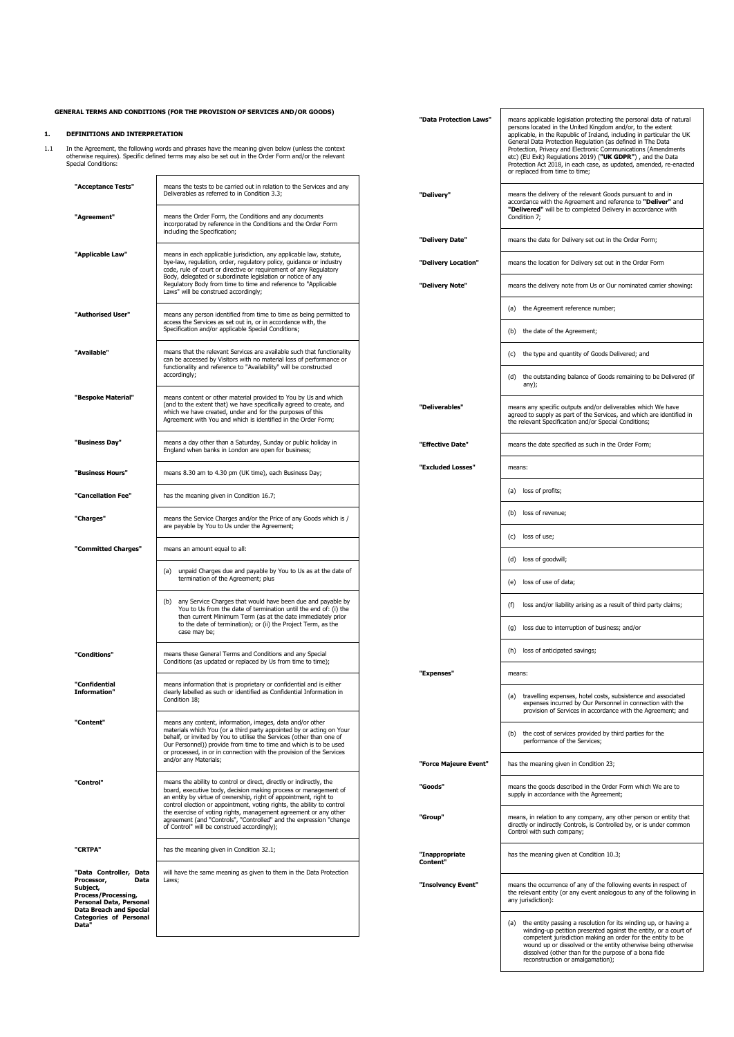**GENERAL TERMS AND CONDITIONS (FOR THE PROVISION OF SERVICES AND/OR GOODS)**

## 1. DEFINITIONS AND INTERPRETATION

1.1 In the Agreement, the following words and phrases have the meaning given below (unless the context otherwise requires). Specific defined terms may also be set out in the Order Form and/or the relevant Special Conditions:

| | |
|---|---|
| **"Acceptance Tests"** | means the tests to be carried out in relation to the Services and any Deliverables as referred to in Condition 3.3; |
| **"Agreement"** | means the Order Form, the Conditions and any documents incorporated by reference in the Conditions and the Order Form including the Specification; |
| **"Applicable Law"** | means in each applicable jurisdiction, any applicable law, statute, bye-law, regulation, order, regulatory policy, guidance or industry code, rule of court or directive or requirement of any Regulatory Body, delegated or subordinate legislation or notice of any Regulatory Body from time to time and reference to "Applicable Laws" will be construed accordingly; |
| **"Authorised User"** | means any person identified from time to time as being permitted to access the Services as set out in, or in accordance with, the Specification and/or applicable Special Conditions; |
| **"Available"** | means that the relevant Services are available such that functionality can be accessed by Visitors with no material loss of performance or functionality and reference to "Availability" will be constructed accordingly; |
| **"Bespoke Material"** | means content or other material provided to You by Us and which (and to the extent that) we have specifically agreed to create, and which we have created, under and for the purposes of this Agreement with You and which is identified in the Order Form; |
| **"Business Day"** | means a day other than a Saturday, Sunday or public holiday in England when banks in London are open for business; |
| **"Business Hours"** | means 8.30 am to 4.30 pm (UK time), each Business Day; |
| **"Cancellation Fee"** | has the meaning given in Condition 16.7; |
| **"Charges"** | means the Service Charges and/or the Price of any Goods which is / are payable by You to Us under the Agreement; |
| **"Committed Charges"** | means an amount equal to all: |
| | (a) unpaid Charges due and payable by You to Us as at the date of termination of the Agreement; plus |
| | (b) any Service Charges that would have been due and payable by You to Us from the date of termination until the end of: (i) the then current Minimum Term (as at the date immediately prior to the date of termination); or (ii) the Project Term, as the case may be; |
| **"Conditions"** | means these General Terms and Conditions and any Special Conditions (as updated or replaced by Us from time to time); |
| **"Confidential Information"** | means information that is proprietary or confidential and is either clearly labelled as such or identified as Confidential Information in Condition 18; |
| **"Content"** | means any content, information, images, data and/or other materials which You (or a third party appointed by or acting on Your behalf, or invited by You to utilise the Services (other than one of Our Personnel)) provide from time to time and which is to be used or processed, in or in connection with the provision of the Services and/or any Materials; |
| **"Control"** | means the ability to control or direct, directly or indirectly, the board, executive body, decision making process or management of an entity by virtue of ownership, right of appointment, right to control election or appointment, voting rights, the ability to control the exercise of voting rights, management agreement or any other agreement (and "Controls", "Controlled" and the expression "change of Control" will be construed accordingly); |
| **"CRTPA"** | has the meaning given in Condition 32.1; |
| **"Data Controller, Data Processor, Data Subject, Process/Processing, Personal Data, Personal Data Breach and Special Categories of Personal Data"** | will have the same meaning as given to them in the Data Protection Laws; |
| **"Data Protection Laws"** | means applicable legislation protecting the personal data of natural persons located in the United Kingdom and/or, to the extent applicable, in the Republic of Ireland, including in particular the UK General Data Protection Regulation (as defined in The Data Protection, Privacy and Electronic Communications (Amendments etc) (EU Exit) Regulations 2019) (**"UK GDPR"**) , and the Data Protection Act 2018, in each case, as updated, amended, re-enacted or replaced from time to time; |
| **"Delivery"** | means the delivery of the relevant Goods pursuant to and in accordance with the Agreement and reference to **"Deliver"** and **"Delivered"** will be to completed Delivery in accordance with Condition 7; |
| **"Delivery Date"** | means the date for Delivery set out in the Order Form; |
| **"Delivery Location"** | means the location for Delivery set out in the Order Form |
| **"Delivery Note"** | means the delivery note from Us or Our nominated carrier showing: |
| | (a) the Agreement reference number; |
| | (b) the date of the Agreement; |
| | (c) the type and quantity of Goods Delivered; and |
| | (d) the outstanding balance of Goods remaining to be Delivered (if any); |
| **"Deliverables"** | means any specific outputs and/or deliverables which We have agreed to supply as part of the Services, and which are identified in the relevant Specification and/or Special Conditions; |
| **"Effective Date"** | means the date specified as such in the Order Form; |
| **"Excluded Losses"** | means: |
| | (a) loss of profits; |
| | (b) loss of revenue; |
| | (c) loss of use; |
| | (d) loss of goodwill; |
| | (e) loss of use of data; |
| | (f) loss and/or liability arising as a result of third party claims; |
| | (g) loss due to interruption of business; and/or |
| | (h) loss of anticipated savings; |
| **"Expenses"** | means: |
| | (a) travelling expenses, hotel costs, subsistence and associated expenses incurred by Our Personnel in connection with the provision of Services in accordance with the Agreement; and |
| | (b) the cost of services provided by third parties for the performance of the Services; |
| **"Force Majeure Event"** | has the meaning given in Condition 23; |
| **"Goods"** | means the goods described in the Order Form which We are to supply in accordance with the Agreement; |
| **"Group"** | means, in relation to any company, any other person or entity that directly or indirectly Controls, is Controlled by, or is under common Control with such company; |
| **"Inappropriate Content"** | has the meaning given at Condition 10.3; |
| **"Insolvency Event"** | means the occurrence of any of the following events in respect of the relevant entity (or any event analogous to any of the following in any jurisdiction): |
| | (a) the entity passing a resolution for its winding up, or having a winding-up petition presented against the entity, or a court of competent jurisdiction making an order for the entity to be wound up or dissolved or the entity otherwise being otherwise dissolved (other than for the purpose of a bona fide reconstruction or amalgamation); |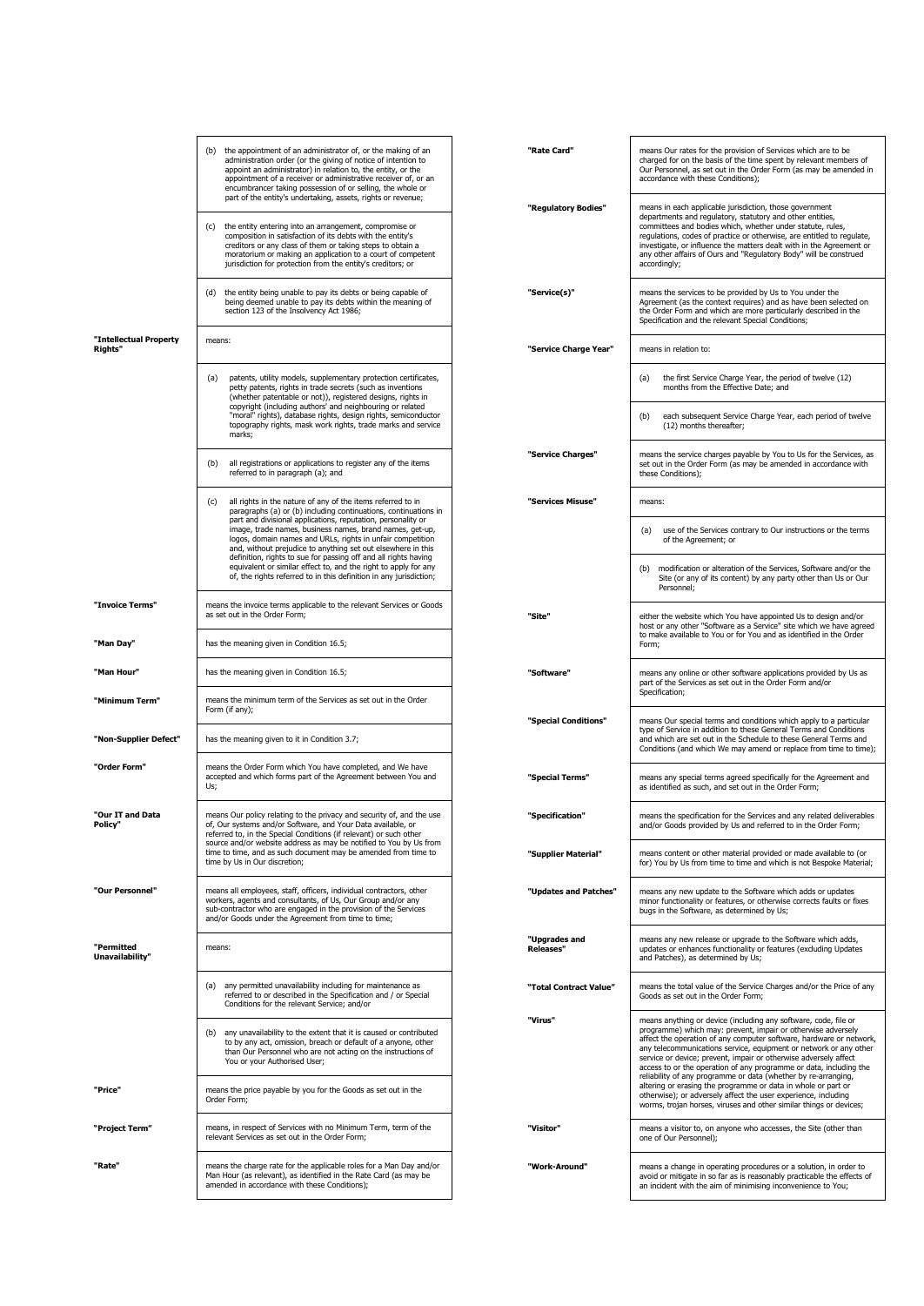| | |
|---|---|
| | (b) the appointment of an administrator of, or the making of an administration order (or the giving of notice of intention to appoint an administrator) in relation to, the entity, or the appointment of a receiver or administrative receiver of, or an encumbrancer taking possession of or selling, the whole or part of the entity's undertaking, assets, rights or revenue; |
| | (c) the entity entering into an arrangement, compromise or composition in satisfaction of its debts with the entity's creditors or any class of them or taking steps to obtain a moratorium or making an application to a court of competent jurisdiction for protection from the entity's creditors; or |
| | (d) the entity being unable to pay its debts or being capable of being deemed unable to pay its debts within the meaning of section 123 of the Insolvency Act 1986; |
| **"Intellectual Property Rights"** | means: |
| | (a) patents, utility models, supplementary protection certificates, petty patents, rights in trade secrets (such as inventions (whether patentable or not)), registered designs, rights in copyright (including authors' and neighbouring or related "moral" rights), database rights, design rights, semiconductor topography rights, mask work rights, trade marks and service marks; |
| | (b) all registrations or applications to register any of the items referred to in paragraph (a); and |
| | (c) all rights in the nature of any of the items referred to in paragraphs (a) or (b) including continuations, continuations in part and divisional applications, reputation, personality or image, trade names, business names, brand names, get-up, logos, domain names and URLs, rights in unfair competition and, without prejudice to anything set out elsewhere in this definition, rights to sue for passing off and all rights having equivalent or similar effect to, and the right to apply for any of, the rights referred to in this definition in any jurisdiction; |
| **"Invoice Terms"** | means the invoice terms applicable to the relevant Services or Goods as set out in the Order Form; |
| **"Man Day"** | has the meaning given in Condition 16.5; |
| **"Man Hour"** | has the meaning given in Condition 16.5; |
| **"Minimum Term"** | means the minimum term of the Services as set out in the Order Form (if any); |
| **"Non-Supplier Defect"** | has the meaning given to it in Condition 3.7; |
| **"Order Form"** | means the Order Form which You have completed, and We have accepted and which forms part of the Agreement between You and Us; |
| **"Our IT and Data Policy"** | means Our policy relating to the privacy and security of, and the use of, Our systems and/or Software, and Your Data available, or referred to, in the Special Conditions (if relevant) or such other source and/or website address as may be notified to You by Us from time to time, and as such document may be amended from time to time by Us in Our discretion; |
| **"Our Personnel"** | means all employees, staff, officers, individual contractors, other workers, agents and consultants, of Us, Our Group and/or any sub-contractor who are engaged in the provision of the Services and/or Goods under the Agreement from time to time; |
| **"Permitted Unavailability"** | means: |
| | (a) any permitted unavailability including for maintenance as referred to or described in the Specification and / or Special Conditions for the relevant Service; and/or |
| | (b) any unavailability to the extent that it is caused or contributed to by any act, omission, breach or default of a anyone, other than Our Personnel who are not acting on the instructions of You or your Authorised User; |
| **"Price"** | means the price payable by you for the Goods as set out in the Order Form; |
| **"Project Term"** | means, in respect of Services with no Minimum Term, term of the relevant Services as set out in the Order Form; |
| **"Rate"** | means the charge rate for the applicable roles for a Man Day and/or Man Hour (as relevant), as identified in the Rate Card (as may be amended in accordance with these Conditions); |
| **"Rate Card"** | means Our rates for the provision of Services which are to be charged for on the basis of the time spent by relevant members of Our Personnel, as set out in the Order Form (as may be amended in accordance with these Conditions); |
| **"Regulatory Bodies"** | means in each applicable jurisdiction, those government departments and regulatory, statutory and other entities, committees and bodies which, whether under statute, rules, regulations, codes of practice or otherwise, are entitled to regulate, investigate, or influence the matters dealt with in the Agreement or any other affairs of Ours and "Regulatory Body" will be construed accordingly; |
| **"Service(s)"** | means the services to be provided by Us to You under the Agreement (as the context requires) and as have been selected on the Order Form and which are more particularly described in the Specification and the relevant Special Conditions; |
| **"Service Charge Year"** | means in relation to: |
| | (a) the first Service Charge Year, the period of twelve (12) months from the Effective Date; and |
| | (b) each subsequent Service Charge Year, each period of twelve (12) months thereafter; |
| **"Service Charges"** | means the service charges payable by You to Us for the Services, as set out in the Order Form (as may be amended in accordance with these Conditions); |
| **"Services Misuse"** | means: |
| | (a) use of the Services contrary to Our instructions or the terms of the Agreement; or |
| | (b) modification or alteration of the Services, Software and/or the Site (or any of its content) by any party other than Us or Our Personnel; |
| **"Site"** | either the website which You have appointed Us to design and/or host or any other "Software as a Service" site which we have agreed to make available to You or for You and as identified in the Order Form; |
| **"Software"** | means any online or other software applications provided by Us as part of the Services as set out in the Order Form and/or Specification; |
| **"Special Conditions"** | means Our special terms and conditions which apply to a particular type of Service in addition to these General Terms and Conditions and which are set out in the Schedule to these General Terms and Conditions (and which We may amend or replace from time to time); |
| **"Special Terms"** | means any special terms agreed specifically for the Agreement and as identified as such, and set out in the Order Form; |
| **"Specification"** | means the specification for the Services and any related deliverables and/or Goods provided by Us and referred to in the Order Form; |
| **"Supplier Material"** | means content or other material provided or made available to (or for) You by Us from time to time and which is not Bespoke Material; |
| **"Updates and Patches"** | means any new update to the Software which adds or updates minor functionality or features, or otherwise corrects faults or fixes bugs in the Software, as determined by Us; |
| **"Upgrades and Releases"** | means any new release or upgrade to the Software which adds, updates or enhances functionality or features (excluding Updates and Patches), as determined by Us; |
| **"Total Contract Value"** | means the total value of the Service Charges and/or the Price of any Goods as set out in the Order Form; |
| **"Virus"** | means anything or device (including any software, code, file or programme) which may: prevent, impair or otherwise adversely affect the operation of any computer software, hardware or network, any telecommunications service, equipment or network or any other service or device; prevent, impair or otherwise adversely affect access to or the operation of any programme or data, including the reliability of any programme or data (whether by re-arranging, altering or erasing the programme or data in whole or part or otherwise); or adversely affect the user experience, including worms, trojan horses, viruses and other similar things or devices; |
| **"Visitor"** | means a visitor to, on anyone who accesses, the Site (other than one of Our Personnel); |
| **"Work-Around"** | means a change in operating procedures or a solution, in order to avoid or mitigate in so far as is reasonably practicable the effects of an incident with the aim of minimising inconvenience to You; |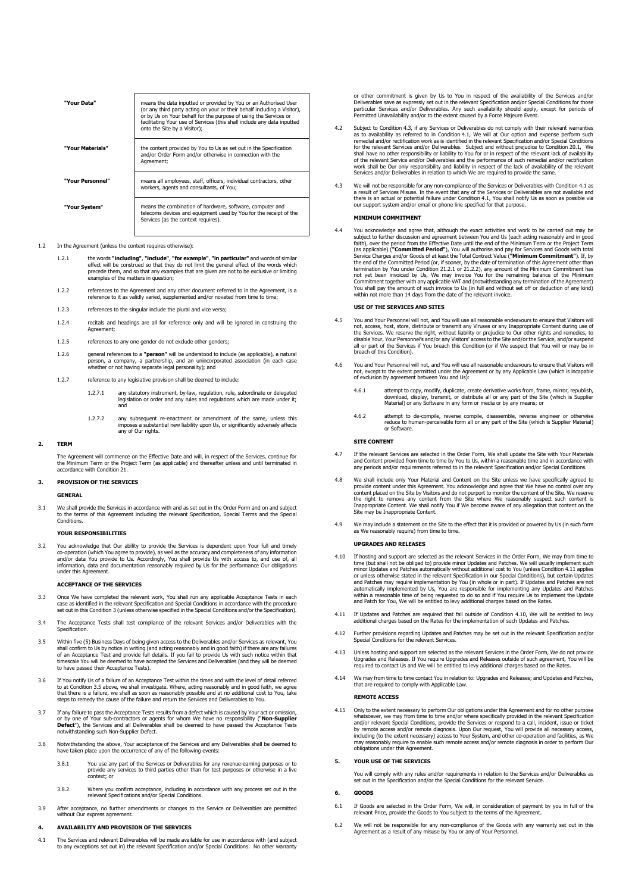| | |
|---|---|
| **"Your Data"** | means the data inputted or provided by You or an Authorised User (or any third party acting on your or their behalf including a Visitor), or by Us on Your behalf for the purpose of using the Services or facilitating Your use of Services (this shall include any data inputted onto the Site by a Visitor); |
| **"Your Materials"** | the content provided by You to Us as set out in the Specification and/or Order Form and/or otherwise in connection with the Agreement; |
| **"Your Personnel"** | means all employees, staff, officers, individual contractors, other workers, agents and consultants, of You; |
| **"Your System"** | means the combination of hardware, software, computer and telecoms devices and equipment used by You for the receipt of the Services (as the context requires). |

1.2 In the Agreement (unless the context requires otherwise):

1.2.1 the words **"including"**, **"include"**, **"for example"**, **"in particular"** and words of similar effect will be construed so that they do not limit the general effect of the words which precede them, and so that any examples that are given are not to be exclusive or limiting examples of the matters in question;

1.2.2 references to the Agreement and any other document referred to in the Agreement, is a reference to it as validly varied, supplemented and/or novated from time to time;

1.2.3 references to the singular include the plural and vice versa;

1.2.4 recitals and headings are all for reference only and will be ignored in construing the Agreement;

1.2.5 references to any one gender do not exclude other genders;

1.2.6 general references to a **"person"** will be understood to include (as applicable), a natural person, a company, a partnership, and an unincorporated association (in each case whether or not having separate legal personality); and

1.2.7 reference to any legislative provision shall be deemed to include:

1.2.7.1 any statutory instrument, by-law, regulation, rule, subordinate or delegated legislation or order and any rules and regulations which are made under it; and

1.2.7.2 any subsequent re-enactment or amendment of the same, unless this imposes a substantial new liability upon Us, or significantly adversely affects any of Our rights.

## 2. TERM

The Agreement will commence on the Effective Date and will, in respect of the Services, continue for the Minimum Term or the Project Term (as applicable) and thereafter unless and until terminated in accordance with Condition 21.

## 3. PROVISION OF THE SERVICES

### GENERAL

3.1 We shall provide the Services in accordance with and via and as set out in the Order Form and on and subject to the terms of this Agreement including the relevant Specification, Special Terms and the Special Conditions.

### YOUR RESPONSIBILITIES

3.2 You acknowledge that Our ability to provide the Services is dependent upon Your full and timely co-operation (which You agree to provide), as well as the accuracy and completeness of any information and/or data You provide to Us. Accordingly, You shall provide Us with access to, and use of, all information, data and documentation reasonably required by Us for the performance Our obligations under this Agreement.

### ACCEPTANCE OF THE SERVICES

3.3 Once We have completed the relevant work, You shall run any applicable Acceptance Tests in each case as identified in the relevant Specification and Special Conditions in accordance with the procedure set out in this Condition 3 (unless otherwise specified in the Special Conditions and/or the Specification).

3.4 The Acceptance Tests shall test compliance of the relevant Services and/or Deliverables with the Specification.

3.5 Within five (5) Business Days of being given access to the Deliverables and/or Services as relevant, You shall confirm to Us by notice in writing (and acting reasonably and in good faith) if there are any failures of an Acceptance Test and provide full details. If you fail to provide Us with such notice within that timescale You will be deemed to have accepted the Services and Deliverables (and they will be deemed to have passed their Acceptance Tests).

3.6 If You notify Us of a failure of an Acceptance Test within the times and with the level of detail referred to at Condition 3.5 above, we shall investigate. Where, acting reasonably and in good faith, we agree that there is a failure, we shall as soon as reasonably possible and at no additional cost to You, take steps to remedy the cause of the failure and return the Services and Deliverables to You.

3.7 If any failure to pass the Acceptance Tests results from a defect which is caused by Your act or omission, or by one of Your sub-contractors or agents for whom We have no responsibility (**"Non-Supplier Defect"**), the Services and all Deliverables shall be deemed to have passed the Acceptance Tests notwithstanding such Non-Supplier Defect.

3.8 Notwithstanding the above, Your acceptance of the Services and any Deliverables shall be deemed to have taken place upon the occurrence of any of the following events:

3.8.1 You use any part of the Services or Deliverables for any revenue-earning purposes or to provide any services to third parties other than for test purposes or otherwise in a live context; or

3.8.2 Where you confirm acceptance, including in accordance with any process set out in the relevant Specifications and/or Special Conditions.

3.9 After acceptance, no further amendments or changes to the Service or Deliverables are permitted without Our express agreement.

## 4. AVAILABILITY AND PROVISION OF THE SERVICES

4.1 The Services and relevant Deliverables will be made available for use in accordance with (and subject to any exceptions set out in) the relevant Specification and/or Special Conditions. No other warranty or other commitment is given by Us to You in respect of the availability of the Services and/or Deliverables save as expressly set out in the relevant Specification and/or Special Conditions for those particular Services and/or Deliverables. Any such availability should apply, except for periods of Permitted Unavailability and/or to the extent caused by a Force Majeure Event.

4.2 Subject to Condition 4.3, if any Services or Deliverables do not comply with their relevant warranties as to availability as referred to in Condition 4.1, We will at Our option and expense perform such remedial and/or rectification work as is identified in the relevant Specification and/or Special Conditions for the relevant Services and/or Deliverables. Subject and without prejudice to Condition 20.1, We shall have no other responsibility or liability to You for or in respect of the relevant lack of availability of the relevant Service and/or Deliverables and the performance of such remedial and/or rectification work shall be Our only responsibility and liability in respect of the lack of availability of the relevant Services and/or Deliverables in relation to which We are required to provide the same.

4.3 We will not be responsible for any non-compliance of the Services or Deliverables with Condition 4.1 as a result of Services Misuse. In the event that any of the Services or Deliverables are not available and there is an actual or potential failure under Condition 4.1, You shall notify Us as soon as possible via our support system and/or email or phone line specified for that purpose.

### MINIMUM COMMITMENT

4.4 You acknowledge and agree that, although the exact activities and work to be carried out may be subject to further discussion and agreement between You and Us (each acting reasonably and in good faith), over the period from the Effective Date until the end of the Minimum Term or the Project Term (as applicable) (**"Committed Period"**), You will authorise and pay for Services and Goods with total Service Charges and/or Goods of at least the Total Contract Value (**"Minimum Commitment"**). If, by the end of the Committed Period (or, if sooner, by the date of termination of this Agreement other than termination by You under Condition 21.2.1 or 21.2.2), any amount of the Minimum Commitment has not yet been invoiced by Us, We may invoice You for the remaining balance of the Minimum Commitment together with any applicable VAT and (notwithstanding any termination of the Agreement) You shall pay the amount of such invoice to Us (in full and without set off or deduction of any kind) within not more than 14 days from the date of the relevant invoice.

### USE OF THE SERVICES AND SITES

4.5 You and Your Personnel will not, and You will use all reasonable endeavours to ensure that Visitors will not, access, host, store, distribute or transmit any Viruses or any Inappropriate Content during use of the Services. We reserve the right, without liability or prejudice to Our other rights and remedies, to disable Your, Your Personnel's and/or any Visitors' access to the Site and/or the Service, and/or suspend all or part of the Services if You breach this Condition (or if We suspect that You will or may be in breach of this Condition).

4.6 You and Your Personnel will not, and You will use all reasonable endeavours to ensure that Visitors will not, except to the extent permitted under the Agreement or by any Applicable Law (which is incapable of exclusion by agreement between You and Us):

4.6.1 attempt to copy, modify, duplicate, create derivative works from, frame, mirror, republish, download, display, transmit, or distribute all or any part of the Site (which is Supplier Material) or any Software in any form or media or by any means; or

4.6.2 attempt to de-compile, reverse compile, disassemble, reverse engineer or otherwise reduce to human-perceivable form all or any part of the Site (which is Supplier Material) or Software.

### SITE CONTENT

4.7 If the relevant Services are selected in the Order Form, We shall update the Site with Your Materials and Content provided from time to time by You to Us, within a reasonable time and in accordance with any periods and/or requirements referred to in the relevant Specification and/or Special Conditions.

4.8 We shall include only Your Material and Content on the Site unless we have specifically agreed to provide content under this Agreement. You acknowledge and agree that We have no control over any content placed on the Site by Visitors and do not purport to monitor the content of the Site. We reserve the right to remove any content from the Site where We reasonably suspect such content is Inappropriate Content. We shall notify You if We become aware of any allegation that content on the Site may be Inappropriate Content.

4.9 We may include a statement on the Site to the effect that it is provided or powered by Us (in such form as We reasonably require) from time to time.

### UPGRADES AND RELEASES

4.10 If hosting and support are selected as the relevant Services in the Order Form, We may from time to time (but shall not be obliged to) provide minor Updates and Patches. We will usually implement such minor Updates and Patches automatically without additional cost to You (unless Condition 4.11 applies or unless otherwise stated in the relevant Specification in our Special Conditions), but certain Updates and Patches may require implementation by You (in whole or in part). If Updates and Patches are not automatically implemented by Us, You are responsible for implementing any Updates and Patches within a reasonable time of being requested to do so and if You require Us to implement the Update and Patch for You, We will be entitled to levy additional charges based on the Rates.

4.11 If Updates and Patches are required that fall outside of Condition 4.10, We will be entitled to levy additional charges based on the Rates for the implementation of such Updates and Patches.

4.12 Further provisions regarding Updates and Patches may be set out in the relevant Specification and/or Special Conditions for the relevant Services.

4.13 Unless hosting and support are selected as the relevant Services in the Order Form, We do not provide Upgrades and Releases. If You require Upgrades and Releases outside of such agreement, You will be required to contact Us and We will be entitled to levy additional charges based on the Rates.

4.14 We may from time to time contact You in relation to: Upgrades and Releases; and Updates and Patches, that are required to comply with Applicable Law.

### REMOTE ACCESS

4.15 Only to the extent necessary to perform Our obligations under this Agreement and for no other purpose whatsoever, we may from time to time and/or where specifically provided in the relevant Specification and/or relevant Special Conditions, provide the Services or respond to a call, incident, issue or ticket by remote access and/or remote diagnosis. Upon Our request, You will provide all necessary access, including (to the extent necessary) access to Your System, and other co-operation and facilities, as We may reasonably require to enable such remote access and/or remote diagnosis in order to perform Our obligations under this Agreement.

## 5. YOUR USE OF THE SERVICES

You will comply with any rules and/or requirements in relation to the Services and/or Deliverables as set out in the Specification and/or the Special Conditions for the relevant Service.

## 6. GOODS

6.1 If Goods are selected in the Order Form, We will, in consideration of payment by you in full of the relevant Price, provide the Goods to You subject to the terms of the Agreement.

6.2 We will not be responsible for any non-compliance of the Goods with any warranty set out in this Agreement as a result of any misuse by You or any of Your Personnel.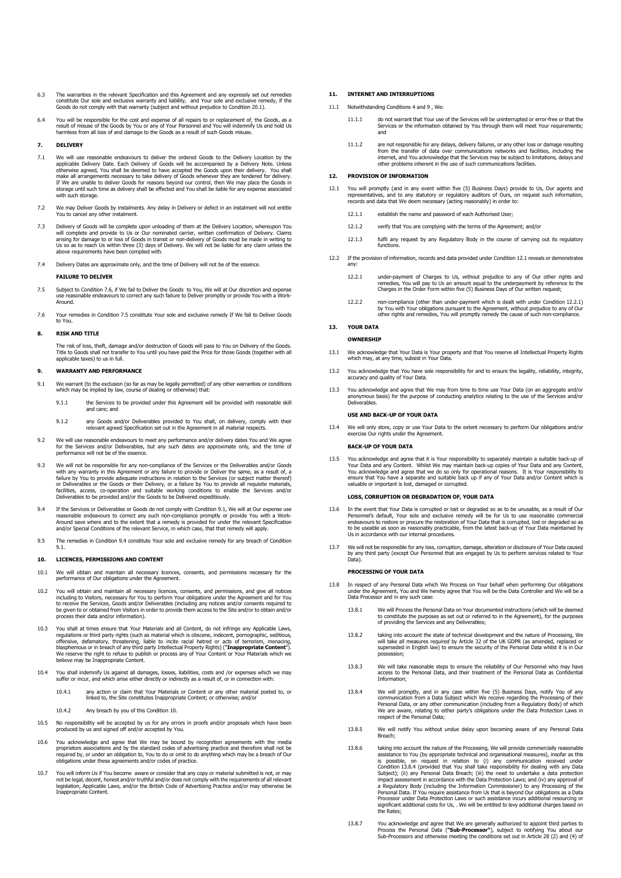6.3 The warranties in the relevant Specification and this Agreement and any expressly set out remedies constitute Our sole and exclusive warranty and liability, and Your sole and exclusive remedy, if the Goods do not comply with that warranty (subject and without prejudice to Condition 20.1).

6.4 You will be responsible for the cost and expense of all repairs to or replacement of, the Goods, as a result of misuse of the Goods by You or any of Your Personnel and You will indemnify Us and hold Us harmless from all loss of and damage to the Goods as a result of such Goods misuse.

## 7. DELIVERY

7.1 We will use reasonable endeavours to deliver the ordered Goods to the Delivery Location by the applicable Delivery Date. Each Delivery of Goods will be accompanied by a Delivery Note. Unless otherwise agreed, You shall be deemed to have accepted the Goods upon their delivery. You shall make all arrangements necessary to take delivery of Goods whenever they are tendered for delivery. If We are unable to deliver Goods for reasons beyond our control, then We may place the Goods in storage until such time as delivery shall be effected and You shall be liable for any expense associated with such storage.

7.2 We may Deliver Goods by instalments. Any delay in Delivery or defect in an instalment will not entitle You to cancel any other instalment.

7.3 Delivery of Goods will be complete upon unloading of them at the Delivery Location, whereupon You will complete and provide to Us or Our nominated carrier, written confirmation of Delivery. Claims arising for damage to or loss of Goods in transit or non-delivery of Goods must be made in writing to Us so as to reach Us within three (3) days of Delivery. We will not be liable for any claim unless the above requirements have been complied with.

7.4 Delivery Dates are approximate only, and the time of Delivery will not be of the essence.

**FAILURE TO DELIVER**

7.5 Subject to Condition 7.6, if We fail to Deliver the Goods to You, We will at Our discretion and expense use reasonable endeavours to correct any such failure to Deliver promptly or provide You with a Work-Around.

7.6 Your remedies in Condition 7.5 constitute Your sole and exclusive remedy If We fail to Deliver Goods to You.

## 8. RISK AND TITLE

The risk of loss, theft, damage and/or destruction of Goods will pass to You on Delivery of the Goods. Title to Goods shall not transfer to You until you have paid the Price for those Goods (together with all applicable taxes) to us in full.

## 9. WARRANTY AND PERFORMANCE

9.1 We warrant (to the exclusion (so far as may be legally permitted) of any other warranties or conditions which may be implied by law, course of dealing or otherwise) that:

9.1.1 the Services to be provided under this Agreement will be provided with reasonable skill and care; and

9.1.2 any Goods and/or Deliverables provided to You shall, on delivery, comply with their relevant agreed Specification set out in the Agreement in all material respects.

9.2 We will use reasonable endeavours to meet any performance and/or delivery dates You and We agree for the Services and/or Deliverables, but any such dates are approximate only, and the time of performance will not be of the essence.

9.3 We will not be responsible for any non-compliance of the Services or the Deliverables and/or Goods with any warranty in this Agreement or any failure to provide or Deliver the same, as a result of, a failure by You to provide adequate instructions in relation to the Services (or subject matter thereof) or Deliverables or the Goods or their Delivery, or a failure by You to provide all requisite materials, facilities, access, co-operation and suitable working conditions to enable the Services and/or Deliverables to be provided and/or the Goods to be Delivered expeditiously.

9.4 If the Services or Deliverables or Goods do not comply with Condition 9.1, We will at Our expense use reasonable endeavours to correct any such non-compliance promptly or provide You with a Work-Around save where and to the extent that a remedy is provided for under the relevant Specification and/or Special Conditions of the relevant Service, in which case, that remedy will apply.

9.5 The remedies in Condition 9.4 constitute Your sole and exclusive remedy for any breach of Condition 9.1.

## 10. LICENCES, PERMISSIONS AND CONTENT

10.1 We will obtain and maintain all necessary licences, consents, and permissions necessary for the performance of Our obligations under the Agreement.

10.2 You will obtain and maintain all necessary licences, consents, and permissions, and give all notices including to Visitors, necessary for You to perform Your obligations under the Agreement and for You to receive the Services, Goods and/or Deliverables (including any notices and/or consents required to be given to or obtained from Visitors in order to provide them access to the Site and/or to obtain and/or process their data and/or information).

10.3 You shall at all times ensure that Your Materials and all Content, do not infringe any Applicable Laws, regulations or third party rights (such as material which is obscene, indecent, pornographic, seditious, offensive, defamatory, threatening, liable to incite racial hatred or acts of terrorism, menacing, blasphemous or in breach of any third party Intellectual Property Rights) ("**Inappropriate Content**"). We reserve the right to refuse to publish or process any of Your Content or Your Materials which we believe may be Inappropriate Content.

10.4 You shall indemnify Us against all damages, losses, liabilities, costs and /or expenses which we may suffer or incur, and which arise either directly or indirectly as a result of, or in connection with:

10.4.1 any action or claim that Your Materials or Content or any other material posted to, or linked to, the Site constitutes Inappropriate Content; or otherwise; and/or

10.4.2 Any breach by you of this Condition 10.

10.5 No responsibility will be accepted by us for any errors in proofs and/or proposals which have been produced by us and signed off and/or accepted by You.

10.6 You acknowledge and agree that We may be bound by recognition agreements with the media proprietors associations and by the standard codes of advertising practice and therefore shall not be required by, or under an obligation to, You to do or omit to do anything which may be a breach of Our obligations under these agreements and/or codes of practice.

10.7 You will inform Us if You become aware or consider that any copy or material submitted is not, or may not be legal, decent, honest and/or truthful and/or does not comply with the requirements of all relevant legislation, Applicable Laws, and/or the British Code of Advertising Practice and/or may otherwise be Inappropriate Content.

## 11. INTERNET AND INTERRUPTIONS

11.1 Notwithstanding Conditions 4 and 9 , We:

11.1.1 do not warrant that Your use of the Services will be uninterrupted or error-free or that the Services or the information obtained by You through them will meet Your requirements; and

11.1.2 are not responsible for any delays, delivery failures, or any other loss or damage resulting from the transfer of data over communications networks and facilities, including the internet, and You acknowledge that the Services may be subject to limitations, delays and other problems inherent in the use of such communications facilities.

## 12. PROVISION OF INFORMATION

12.1 You will promptly (and in any event within five (5) Business Days) provide to Us, Our agents and representatives, and to any statutory or regulatory auditors of Ours, on request such information, records and data that We deem necessary (acting reasonably) in order to:

12.1.1 establish the name and password of each Authorised User;

12.1.2 verify that You are complying with the terms of the Agreement; and/or

12.1.3 fulfil any request by any Regulatory Body in the course of carrying out its regulatory functions.

12.2 If the provision of information, records and data provided under Condition 12.1 reveals or demonstrates any:

12.2.1 under-payment of Charges to Us, without prejudice to any of Our other rights and remedies, You will pay to Us an amount equal to the underpayment by reference to the Charges in the Order Form within five (5) Business Days of Our written request;

12.2.2 non-compliance (other than under-payment which is dealt with under Condition 12.2.1) by You with Your obligations pursuant to the Agreement, without prejudice to any of Our other rights and remedies, You will promptly remedy the cause of such non-compliance.

## 13. YOUR DATA

**OWNERSHIP**

13.1 We acknowledge that Your Data is Your property and that You reserve all Intellectual Property Rights which may, at any time, subsist in Your Data.

13.2 You acknowledge that You have sole responsibility for and to ensure the legality, reliability, integrity, accuracy and quality of Your Data.

13.3 You acknowledge and agree that We may from time to time use Your Data (on an aggregate and/or anonymous basis) for the purpose of conducting analytics relating to the use of the Services and/or Deliverables.

**USE AND BACK-UP OF YOUR DATA**

13.4 We will only store, copy or use Your Data to the extent necessary to perform Our obligations and/or exercise Our rights under the Agreement.

**BACK-UP OF YOUR DATA**

13.5 You acknowledge and agree that it is Your responsibility to separately maintain a suitable back-up of Your Data and any Content. Whilst We may maintain back-up copies of Your Data and any Content, You acknowledge and agree that we do so only for operational reasons. It is Your responsibility to ensure that You have a separate and suitable back up if any of Your Data and/or Content which is valuable or important is lost, damaged or corrupted.

**LOSS, CORRUPTION OR DEGRADATION OF, YOUR DATA**

13.6 In the event that Your Data is corrupted or lost or degraded so as to be unusable, as a result of Our Personnel's default, Your sole and exclusive remedy will be for Us to use reasonable commercial endeavours to restore or procure the restoration of Your Data that is corrupted, lost or degraded so as to be useable as soon as reasonably practicable, from the latest back-up of Your Data maintained by Us in accordance with our internal procedures.

13.7 We will not be responsible for any loss, corruption, damage, alteration or disclosure of Your Data caused by any third party (except Our Personnel that are engaged by Us to perform services related to Your Data).

**PROCESSING OF YOUR DATA**

13.8 In respect of any Personal Data which We Process on Your behalf when performing Our obligations under the Agreement, You and We hereby agree that You will be the Data Controller and We will be a Data Processor and in any such case:

13.8.1 We will Process the Personal Data on Your documented instructions (which will be deemed to constitute the purposes as set out or referred to in the Agreement), for the purposes of providing the Services and any Deliverables;

13.8.2 taking into account the state of technical development and the nature of Processing, We will take all measures required by Article 32 of the UK GDPR (as amended, replaced or superseded in English law) to ensure the security of the Personal Data whilst it is in Our possession;

13.8.3 We will take reasonable steps to ensure the reliability of Our Personnel who may have access to the Personal Data, and their treatment of the Personal Data as Confidential Information;

13.8.4 We will promptly, and in any case within five (5) Business Days, notify You of any communication from a Data Subject which We receive regarding the Processing of their Personal Data, or any other communication (including from a Regulatory Body) of which We are aware, relating to either party's obligations under the Data Protection Laws in respect of the Personal Data;

13.8.5 We will notify You without undue delay upon becoming aware of any Personal Data Breach;

13.8.6 taking into account the nature of the Processing, We will provide commercially reasonable assistance to You (by appropriate technical and organisational measures), insofar as this is possible, on request in relation to (i) any communication received under Condition 13.8.4 (provided that You shall take responsibility for dealing with any Data Subject); (ii) any Personal Data Breach; (iii) the need to undertake a data protection impact assessment in accordance with the Data Protection Laws; and (iv) any approval of a Regulatory Body (including the Information Commissioner) to any Processing of the Personal Data. If You require assistance from Us that is beyond Our obligations as a Data Processor under Data Protection Laws or such assistance incurs additional resourcing or significant additional costs for Us, . We will be entitled to levy additional charges based on the Rates;

13.8.7 You acknowledge and agree that We are generally authorized to appoint third parties to Process the Personal Data (**"Sub-Processor"**), subject to notifying You about our Sub-Processors and otherwise meeting the conditions set out in Article 28 (2) and (4) of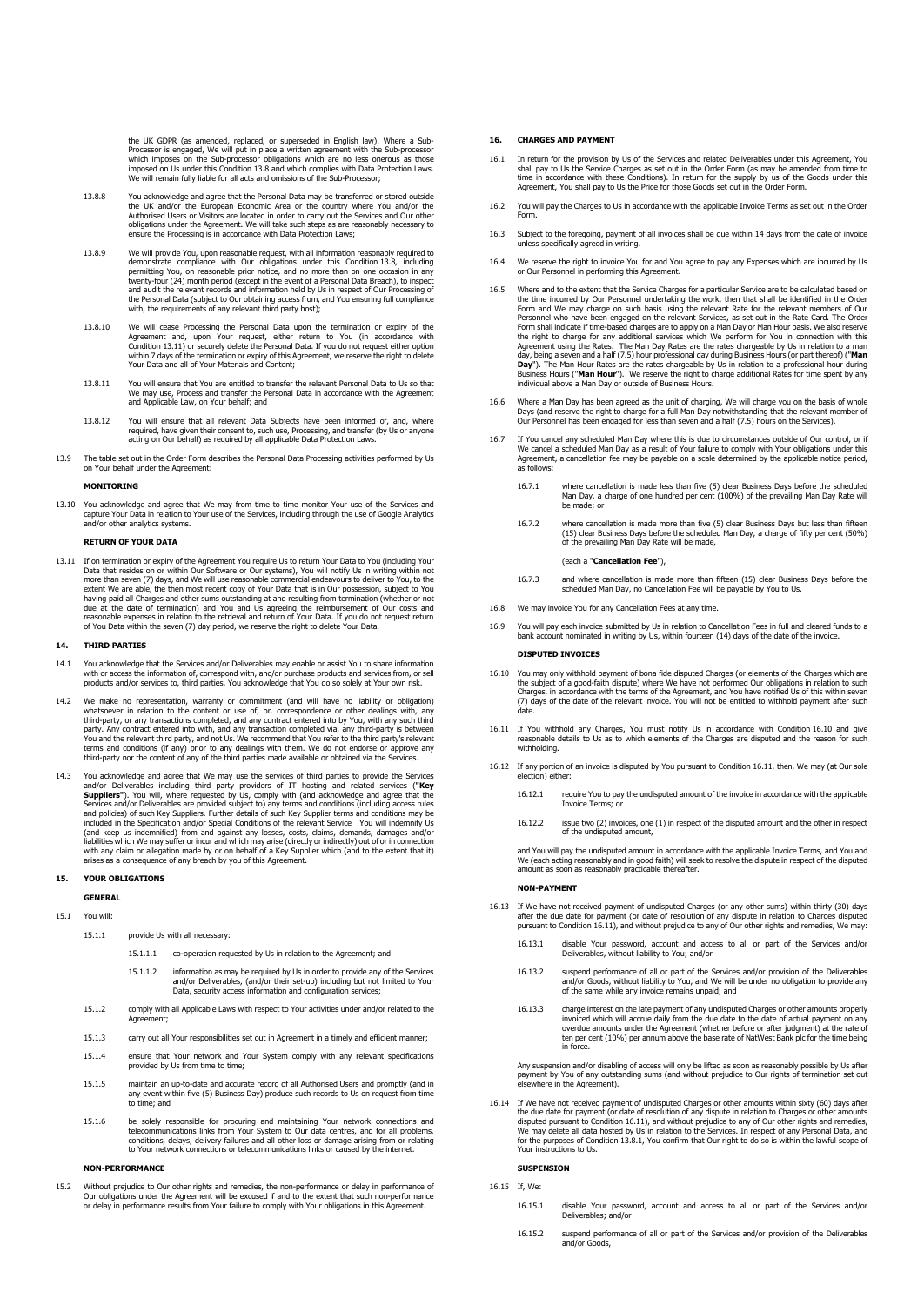the UK GDPR (as amended, replaced, or superseded in English law). Where a Sub-Processor is engaged, We will put in place a written agreement with the Sub-processor which imposes on the Sub-processor obligations which are no less onerous as those imposed on Us under this Condition 13.8 and which complies with Data Protection Laws. We will remain fully liable for all acts and omissions of the Sub-Processor;

13.8.8 You acknowledge and agree that the Personal Data may be transferred or stored outside the UK and/or the European Economic Area or the country where You and/or the Authorised Users or Visitors are located in order to carry out the Services and Our other obligations under the Agreement. We will take such steps as are reasonably necessary to ensure the Processing is in accordance with Data Protection Laws;

13.8.9 We will provide You, upon reasonable request, with all information reasonably required to demonstrate compliance with Our obligations under this Condition 13.8, including permitting You, on reasonable prior notice, and no more than on one occasion in any twenty-four (24) month period (except in the event of a Personal Data Breach), to inspect and audit the relevant records and information held by Us in respect of Our Processing of the Personal Data (subject to Our obtaining access from, and You ensuring full compliance with, the requirements of any relevant third party host);

13.8.10 We will cease Processing the Personal Data upon the termination or expiry of the Agreement and, upon Your request, either return to You (in accordance with Condition 13.11) or securely delete the Personal Data. If you do not request either option within 7 days of the termination or expiry of this Agreement, we reserve the right to delete Your Data and all of Your Materials and Content;

13.8.11 You will ensure that You are entitled to transfer the relevant Personal Data to Us so that We may use, Process and transfer the Personal Data in accordance with the Agreement and Applicable Law, on Your behalf; and

13.8.12 You will ensure that all relevant Data Subjects have been informed of, and, where required, have given their consent to, such use, Processing, and transfer (by Us or anyone acting on Our behalf) as required by all applicable Data Protection Laws.

13.9 The table set out in the Order Form describes the Personal Data Processing activities performed by Us on Your behalf under the Agreement:

**MONITORING**

13.10 You acknowledge and agree that We may from time to time monitor Your use of the Services and capture Your Data in relation to Your use of the Services, including through the use of Google Analytics and/or other analytics systems.

**RETURN OF YOUR DATA**

13.11 If on termination or expiry of the Agreement You require Us to return Your Data to You (including Your Data that resides on or within Our Software or Our systems), You will notify Us in writing within not more than seven (7) days, and We will use reasonable commercial endeavours to deliver to You, to the extent We are able, the then most recent copy of Your Data that is in Our possession, subject to You having paid all Charges and other sums outstanding at and resulting from termination (whether or not due at the date of termination) and You and Us agreeing the reimbursement of Our costs and reasonable expenses in relation to the retrieval and return of Your Data. If you do not request return of You Data within the seven (7) day period, we reserve the right to delete Your Data.

## 14. THIRD PARTIES

14.1 You acknowledge that the Services and/or Deliverables may enable or assist You to share information with or access the information of, correspond with, and/or purchase products and services from, or sell products and/or services to, third parties, You acknowledge that You do so solely at Your own risk.

14.2 We make no representation, warranty or commitment (and will have no liability or obligation) whatsoever in relation to the content or use of, or. correspondence or other dealings with, any third-party, or any transactions completed, and any contract entered into by You, with any such third party. Any contract entered into with, and any transaction completed via, any third-party is between You and the relevant third party, and not Us. We recommend that You refer to the third party's relevant terms and conditions (if any) prior to any dealings with them. We do not endorse or approve any third-party nor the content of any of the third parties made available or obtained via the Services.

14.3 You acknowledge and agree that We may use the services of third parties to provide the Services and/or Deliverables including third party providers of IT hosting and related services (**"Key Suppliers"**). You will, where requested by Us, comply with (and acknowledge and agree that the Services and/or Deliverables are provided subject to) any terms and conditions (including access rules and policies) of such Key Suppliers. Further details of such Key Supplier terms and conditions may be included in the Specification and/or Special Conditions of the relevant Service You will indemnify Us (and keep us indemnified) from and against any losses, costs, claims, demands, damages and/or liabilities which We may suffer or incur and which may arise (directly or indirectly) out of or in connection with any claim or allegation made by or on behalf of a Key Supplier which (and to the extent that it) arises as a consequence of any breach by you of this Agreement.

## 15. YOUR OBLIGATIONS

**GENERAL**

15.1 You will:

15.1.1 provide Us with all necessary:

15.1.1.1 co-operation requested by Us in relation to the Agreement; and

15.1.1.2 information as may be required by Us in order to provide any of the Services and/or Deliverables, (and/or their set-up) including but not limited to Your Data, security access information and configuration services;

15.1.2 comply with all Applicable Laws with respect to Your activities under and/or related to the Agreement;

15.1.3 carry out all Your responsibilities set out in Agreement in a timely and efficient manner;

15.1.4 ensure that Your network and Your System comply with any relevant specifications provided by Us from time to time;

15.1.5 maintain an up-to-date and accurate record of all Authorised Users and promptly (and in any event within five (5) Business Day) produce such records to Us on request from time to time; and

15.1.6 be solely responsible for procuring and maintaining Your network connections and telecommunications links from Your System to Our data centres, and for all problems, conditions, delays, delivery failures and all other loss or damage arising from or relating to Your network connections or telecommunications links or caused by the internet.

**NON-PERFORMANCE**

15.2 Without prejudice to Our other rights and remedies, the non-performance or delay in performance of Our obligations under the Agreement will be excused if and to the extent that such non-performance or delay in performance results from Your failure to comply with Your obligations in this Agreement.

## 16. CHARGES AND PAYMENT

16.1 In return for the provision by Us of the Services and related Deliverables under this Agreement, You shall pay to Us the Service Charges as set out in the Order Form (as may be amended from time to time in accordance with these Conditions). In return for the supply by us of the Goods under this Agreement, You shall pay to Us the Price for those Goods set out in the Order Form.

16.2 You will pay the Charges to Us in accordance with the applicable Invoice Terms as set out in the Order Form.

16.3 Subject to the foregoing, payment of all invoices shall be due within 14 days from the date of invoice unless specifically agreed in writing.

16.4 We reserve the right to invoice You for and You agree to pay any Expenses which are incurred by Us or Our Personnel in performing this Agreement.

16.5 Where and to the extent that the Service Charges for a particular Service are to be calculated based on the time incurred by Our Personnel undertaking the work, then that shall be identified in the Order Form and We may charge on such basis using the relevant Rate for the relevant members of Our Personnel who have been engaged on the relevant Services, as set out in the Rate Card. The Order Form shall indicate if time-based charges are to apply on a Man Day or Man Hour basis. We also reserve the right to charge for any additional services which We perform for You in connection with this Agreement using the Rates. The Man Day Rates are the rates chargeable by Us in relation to a man day, being a seven and a half (7.5) hour professional day during Business Hours (or part thereof) ("**Man Day**"). The Man Hour Rates are the rates chargeable by Us in relation to a professional hour during Business Hours ("**Man Hour**"). We reserve the right to charge additional Rates for time spent by any individual above a Man Day or outside of Business Hours.

16.6 Where a Man Day has been agreed as the unit of charging, We will charge you on the basis of whole Days (and reserve the right to charge for a full Man Day notwithstanding that the relevant member of Our Personnel has been engaged for less than seven and a half (7.5) hours on the Services).

16.7 If You cancel any scheduled Man Day where this is due to circumstances outside of Our control, or if We cancel a scheduled Man Day as a result of Your failure to comply with Your obligations under this Agreement, a cancellation fee may be payable on a scale determined by the applicable notice period, as follows:

16.7.1 where cancellation is made less than five (5) clear Business Days before the scheduled Man Day, a charge of one hundred per cent (100%) of the prevailing Man Day Rate will be made; or

16.7.2 where cancellation is made more than five (5) clear Business Days but less than fifteen (15) clear Business Days before the scheduled Man Day, a charge of fifty per cent (50%) of the prevailing Man Day Rate will be made,

(each a "**Cancellation Fee**"),

16.7.3 and where cancellation is made more than fifteen (15) clear Business Days before the scheduled Man Day, no Cancellation Fee will be payable by You to Us.

16.8 We may invoice You for any Cancellation Fees at any time.

16.9 You will pay each invoice submitted by Us in relation to Cancellation Fees in full and cleared funds to a bank account nominated in writing by Us, within fourteen (14) days of the date of the invoice.

**DISPUTED INVOICES**

16.10 You may only withhold payment of bona fide disputed Charges (or elements of the Charges which are the subject of a good-faith dispute) where We have not performed Our obligations in relation to such Charges, in accordance with the terms of the Agreement, and You have notified Us of this within seven (7) days of the date of the relevant invoice. You will not be entitled to withhold payment after such date.

16.11 If You withhold any Charges, You must notify Us in accordance with Condition 16.10 and give reasonable details to Us as to which elements of the Charges are disputed and the reason for such withholding.

16.12 If any portion of an invoice is disputed by You pursuant to Condition 16.11, then, We may (at Our sole election) either:

16.12.1 require You to pay the undisputed amount of the invoice in accordance with the applicable Invoice Terms; or

16.12.2 issue two (2) invoices, one (1) in respect of the disputed amount and the other in respect of the undisputed amount,

and You will pay the undisputed amount in accordance with the applicable Invoice Terms, and You and We (each acting reasonably and in good faith) will seek to resolve the dispute in respect of the disputed amount as soon as reasonably practicable thereafter.

**NON-PAYMENT**

16.13 If We have not received payment of undisputed Charges (or any other sums) within thirty (30) days after the due date for payment (or date of resolution of any dispute in relation to Charges disputed pursuant to Condition 16.11), and without prejudice to any of Our other rights and remedies, We may:

16.13.1 disable Your password, account and access to all or part of the Services and/or Deliverables, without liability to You; and/or

16.13.2 suspend performance of all or part of the Services and/or provision of the Deliverables and/or Goods, without liability to You, and We will be under no obligation to provide any of the same while any invoice remains unpaid; and

16.13.3 charge interest on the late payment of any undisputed Charges or other amounts properly invoiced which will accrue daily from the due date to the date of actual payment on any overdue amounts under the Agreement (whether before or after judgment) at the rate of ten per cent (10%) per annum above the base rate of NatWest Bank plc for the time being in force.

Any suspension and/or disabling of access will only be lifted as soon as reasonably possible by Us after payment by You of any outstanding sums (and without prejudice to Our rights of termination set out elsewhere in the Agreement).

16.14 If We have not received payment of undisputed Charges or other amounts within sixty (60) days after the due date for payment (or date of resolution of any dispute in relation to Charges or other amounts disputed pursuant to Condition 16.11), and without prejudice to any of Our other rights and remedies, We may delete all data hosted by Us in relation to the Services. In respect of any Personal Data, and for the purposes of Condition 13.8.1, You confirm that Our right to do so is within the lawful scope of Your instructions to Us.

**SUSPENSION**

16.15 If, We:

16.15.1 disable Your password, account and access to all or part of the Services and/or Deliverables; and/or

16.15.2 suspend performance of all or part of the Services and/or provision of the Deliverables and/or Goods,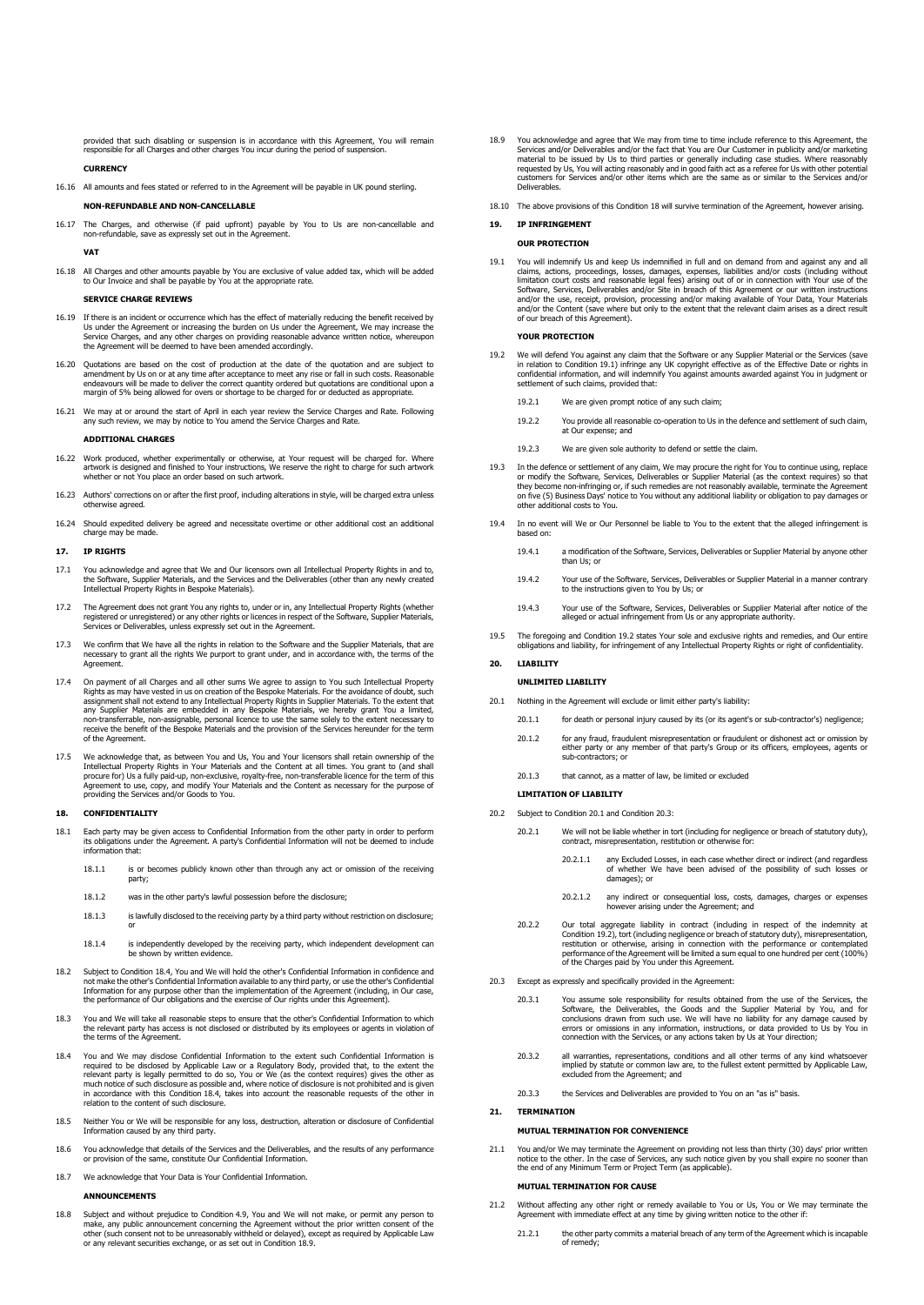provided that such disabling or suspension is in accordance with this Agreement, You will remain responsible for all Charges and other charges You incur during the period of suspension.

**CURRENCY**

16.16 All amounts and fees stated or referred to in the Agreement will be payable in UK pound sterling.

**NON-REFUNDABLE AND NON-CANCELLABLE**

16.17 The Charges, and otherwise (if paid upfront) payable by You to Us are non-cancellable and non-refundable, save as expressly set out in the Agreement.

**VAT**

16.18 All Charges and other amounts payable by You are exclusive of value added tax, which will be added to Our Invoice and shall be payable by You at the appropriate rate.

**SERVICE CHARGE REVIEWS**

16.19 If there is an incident or occurrence which has the effect of materially reducing the benefit received by Us under the Agreement or increasing the burden on Us under the Agreement, We may increase the Service Charges, and any other charges on providing reasonable advance written notice, whereupon the Agreement will be deemed to have been amended accordingly.

16.20 Quotations are based on the cost of production at the date of the quotation and are subject to amendment by Us on or at any time after acceptance to meet any rise or fall in such costs. Reasonable endeavours will be made to deliver the correct quantity ordered but quotations are conditional upon a margin of 5% being allowed for overs or shortage to be charged for or deducted as appropriate.

16.21 We may at or around the start of April in each year review the Service Charges and Rate. Following any such review, we may by notice to You amend the Service Charges and Rate.

**ADDITIONAL CHARGES**

16.22 Work produced, whether experimentally or otherwise, at Your request will be charged for. Where artwork is designed and finished to Your instructions, We reserve the right to charge for such artwork whether or not You place an order based on such artwork.

16.23 Authors' corrections on or after the first proof, including alterations in style, will be charged extra unless otherwise agreed.

16.24 Should expedited delivery be agreed and necessitate overtime or other additional cost an additional charge may be made.

## 17. IP RIGHTS

17.1 You acknowledge and agree that We and Our licensors own all Intellectual Property Rights in and to, the Software, Supplier Materials, and the Services and the Deliverables (other than any newly created Intellectual Property Rights in Bespoke Materials).

17.2 The Agreement does not grant You any rights to, under or in, any Intellectual Property Rights (whether registered or unregistered) or any other rights or licences in respect of the Software, Supplier Materials, Services or Deliverables, unless expressly set out in the Agreement.

17.3 We confirm that We have all the rights in relation to the Software and the Supplier Materials, that are necessary to grant all the rights We purport to grant under, and in accordance with, the terms of the Agreement.

17.4 On payment of all Charges and all other sums We agree to assign to You such Intellectual Property Rights as may have vested in us on creation of the Bespoke Materials. For the avoidance of doubt, such assignment shall not extend to any Intellectual Property Rights in Supplier Materials. To the extent that any Supplier Materials are embedded in any Bespoke Materials, we hereby grant You a limited, non-transferrable, non-assignable, personal licence to use the same solely to the extent necessary to receive the benefit of the Bespoke Materials and the provision of the Services hereunder for the term of the Agreement.

17.5 We acknowledge that, as between You and Us, You and Your licensors shall retain ownership of the Intellectual Property Rights in Your Materials and the Content at all times. You grant to (and shall procure for) Us a fully paid-up, non-exclusive, royalty-free, non-transferable licence for the term of this Agreement to use, copy, and modify Your Materials and the Content as necessary for the purpose of providing the Services and/or Goods to You.

## 18. CONFIDENTIALITY

18.1 Each party may be given access to Confidential Information from the other party in order to perform its obligations under the Agreement. A party's Confidential Information will not be deemed to include information that:

18.1.1 is or becomes publicly known other than through any act or omission of the receiving party;

18.1.2 was in the other party's lawful possession before the disclosure;

18.1.3 is lawfully disclosed to the receiving party by a third party without restriction on disclosure; or

18.1.4 is independently developed by the receiving party, which independent development can be shown by written evidence.

18.2 Subject to Condition 18.4, You and We will hold the other's Confidential Information in confidence and not make the other's Confidential Information available to any third party, or use the other's Confidential Information for any purpose other than the implementation of the Agreement (including, in Our case, the performance of Our obligations and the exercise of Our rights under this Agreement).

18.3 You and We will take all reasonable steps to ensure that the other's Confidential Information to which the relevant party has access is not disclosed or distributed by its employees or agents in violation of the terms of the Agreement.

18.4 You and We may disclose Confidential Information to the extent such Confidential Information is required to be disclosed by Applicable Law or a Regulatory Body, provided that, to the extent the relevant party is legally permitted to do so, You or We (as the context requires) gives the other as much notice of such disclosure as possible and, where notice of disclosure is not prohibited and is given in accordance with this Condition 18.4, takes into account the reasonable requests of the other in relation to the content of such disclosure.

18.5 Neither You or We will be responsible for any loss, destruction, alteration or disclosure of Confidential Information caused by any third party.

18.6 You acknowledge that details of the Services and the Deliverables, and the results of any performance or provision of the same, constitute Our Confidential Information.

18.7 We acknowledge that Your Data is Your Confidential Information.

**ANNOUNCEMENTS**

18.8 Subject and without prejudice to Condition 4.9, You and We will not make, or permit any person to make, any public announcement concerning the Agreement without the prior written consent of the other (such consent not to be unreasonably withheld or delayed), except as required by Applicable Law or any relevant securities exchange, or as set out in Condition 18.9.

18.9 You acknowledge and agree that We may from time to time include reference to this Agreement, the Services and/or Deliverables and/or the fact that You are Our Customer in publicity and/or marketing material to be issued by Us to third parties or generally including case studies. Where reasonably requested by Us, You will acting reasonably and in good faith act as a referee for Us with other potential customers for Services and/or other items which are the same as or similar to the Services and/or Deliverables.

18.10 The above provisions of this Condition 18 will survive termination of the Agreement, however arising.

## 19. IP INFRINGEMENT

**OUR PROTECTION**

19.1 You will indemnify Us and keep Us indemnified in full and on demand from and against any and all claims, actions, proceedings, losses, damages, expenses, liabilities and/or costs (including without limitation court costs and reasonable legal fees) arising out of or in connection with Your use of the Software, Services, Deliverables and/or Site in breach of this Agreement or our written instructions and/or the use, receipt, provision, processing and/or making available of Your Data, Your Materials and/or the Content (save where but only to the extent that the relevant claim arises as a direct result of our breach of this Agreement).

**YOUR PROTECTION**

19.2 We will defend You against any claim that the Software or any Supplier Material or the Services (save in relation to Condition 19.1) infringe any UK copyright effective as of the Effective Date or rights in confidential information, and will indemnify You against amounts awarded against You in judgment or settlement of such claims, provided that:

19.2.1 We are given prompt notice of any such claim;

19.2.2 You provide all reasonable co-operation to Us in the defence and settlement of such claim, at Our expense; and

19.2.3 We are given sole authority to defend or settle the claim.

19.3 In the defence or settlement of any claim, We may procure the right for You to continue using, replace or modify the Software, Services, Deliverables or Supplier Material (as the context requires) so that they become non-infringing or, if such remedies are not reasonably available, terminate the Agreement on five (5) Business Days' notice to You without any additional liability or obligation to pay damages or other additional costs to You.

19.4 In no event will We or Our Personnel be liable to You to the extent that the alleged infringement is based on:

19.4.1 a modification of the Software, Services, Deliverables or Supplier Material by anyone other than Us; or

19.4.2 Your use of the Software, Services, Deliverables or Supplier Material in a manner contrary to the instructions given to You by Us; or

19.4.3 Your use of the Software, Services, Deliverables or Supplier Material after notice of the alleged or actual infringement from Us or any appropriate authority.

19.5 The foregoing and Condition 19.2 states Your sole and exclusive rights and remedies, and Our entire obligations and liability, for infringement of any Intellectual Property Rights or right of confidentiality.

## 20. LIABILITY

**UNLIMITED LIABILITY**

20.1 Nothing in the Agreement will exclude or limit either party's liability:

20.1.1 for death or personal injury caused by its (or its agent's or sub-contractor's) negligence;

20.1.2 for any fraud, fraudulent misrepresentation or fraudulent or dishonest act or omission by either party or any member of that party's Group or its officers, employees, agents or sub-contractors; or

20.1.3 that cannot, as a matter of law, be limited or excluded

**LIMITATION OF LIABILITY**

20.2 Subject to Condition 20.1 and Condition 20.3:

20.2.1 We will not be liable whether in tort (including for negligence or breach of statutory duty), contract, misrepresentation, restitution or otherwise for:

20.2.1.1 any Excluded Losses, in each case whether direct or indirect (and regardless of whether We have been advised of the possibility of such losses or damages); or

20.2.1.2 any indirect or consequential loss, costs, damages, charges or expenses however arising under the Agreement; and

20.2.2 Our total aggregate liability in contract (including in respect of the indemnity at Condition 19.2), tort (including negligence or breach of statutory duty), misrepresentation, restitution or otherwise, arising in connection with the performance or contemplated performance of the Agreement will be limited a sum equal to one hundred per cent (100%) of the Charges paid by You under this Agreement.

20.3 Except as expressly and specifically provided in the Agreement:

20.3.1 You assume sole responsibility for results obtained from the use of the Services, the Software, the Deliverables, the Goods and the Supplier Material by You, and for conclusions drawn from such use. We will have no liability for any damage caused by errors or omissions in any information, instructions, or data provided to Us by You in connection with the Services, or any actions taken by Us at Your direction;

20.3.2 all warranties, representations, conditions and all other terms of any kind whatsoever implied by statute or common law are, to the fullest extent permitted by Applicable Law, excluded from the Agreement; and

20.3.3 the Services and Deliverables are provided to You on an "as is" basis.

## 21. TERMINATION

**MUTUAL TERMINATION FOR CONVENIENCE**

21.1 You and/or We may terminate the Agreement on providing not less than thirty (30) days' prior written notice to the other. In the case of Services, any such notice given by you shall expire no sooner than the end of any Minimum Term or Project Term (as applicable).

**MUTUAL TERMINATION FOR CAUSE**

21.2 Without affecting any other right or remedy available to You or Us, You or We may terminate the Agreement with immediate effect at any time by giving written notice to the other if:

21.2.1 the other party commits a material breach of any term of the Agreement which is incapable of remedy;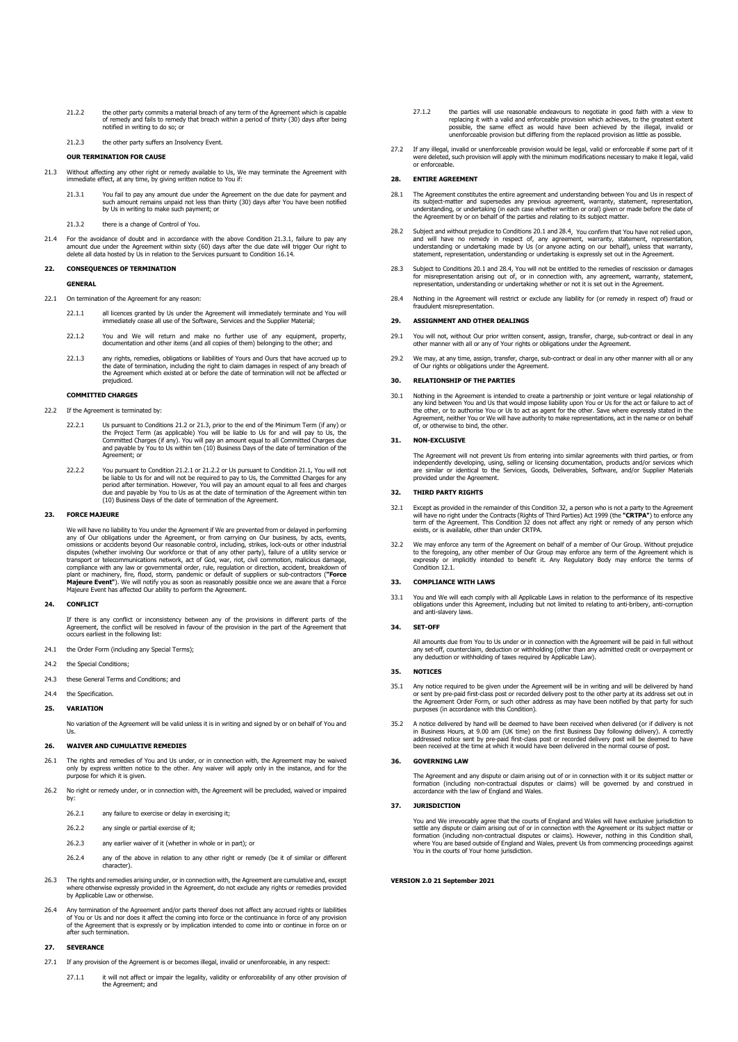21.2.2 the other party commits a material breach of any term of the Agreement which is capable of remedy and fails to remedy that breach within a period of thirty (30) days after being notified in writing to do so; or

21.2.3 the other party suffers an Insolvency Event.

**OUR TERMINATION FOR CAUSE**

21.3 Without affecting any other right or remedy available to Us, We may terminate the Agreement with immediate effect, at any time, by giving written notice to You if:

21.3.1 You fail to pay any amount due under the Agreement on the due date for payment and such amount remains unpaid not less than thirty (30) days after You have been notified by Us in writing to make such payment; or

21.3.2 there is a change of Control of You.

21.4 For the avoidance of doubt and in accordance with the above Condition 21.3.1, failure to pay any amount due under the Agreement within sixty (60) days after the due date will trigger Our right to delete all data hosted by Us in relation to the Services pursuant to Condition 16.14.

## 22. CONSEQUENCES OF TERMINATION

**GENERAL**

22.1 On termination of the Agreement for any reason:

22.1.1 all licences granted by Us under the Agreement will immediately terminate and You will immediately cease all use of the Software, Services and the Supplier Material;

22.1.2 You and We will return and make no further use of any equipment, property, documentation and other items (and all copies of them) belonging to the other; and

22.1.3 any rights, remedies, obligations or liabilities of Yours and Ours that have accrued up to the date of termination, including the right to claim damages in respect of any breach of the Agreement which existed at or before the date of termination will not be affected or prejudiced.

**COMMITTED CHARGES**

22.2 If the Agreement is terminated by:

22.2.1 Us pursuant to Conditions 21.2 or 21.3, prior to the end of the Minimum Term (if any) or the Project Term (as applicable) You will be liable to Us for and will pay to Us, the Committed Charges (if any). You will pay an amount equal to all Committed Charges due and payable by You to Us within ten (10) Business Days of the date of termination of the Agreement; or

22.2.2 You pursuant to Condition 21.2.1 or 21.2.2 or Us pursuant to Condition 21.1, You will not be liable to Us for and will not be required to pay to Us, the Committed Charges for any period after termination. However, You will pay an amount equal to all fees and charges due and payable by You to Us as at the date of termination of the Agreement within ten (10) Business Days of the date of termination of the Agreement.

## 23. FORCE MAJEURE

We will have no liability to You under the Agreement if We are prevented from or delayed in performing any of Our obligations under the Agreement, or from carrying on Our business, by acts, events, omissions or accidents beyond Our reasonable control, including, strikes, lock-outs or other industrial disputes (whether involving Our workforce or that of any other party), failure of a utility service or transport or telecommunications network, act of God, war, riot, civil commotion, malicious damage, compliance with any law or governmental order, rule, regulation or direction, accident, breakdown of plant or machinery, fire, flood, storm, pandemic or default of suppliers or sub-contractors (**"Force Majeure Event"**). We will notify you as soon as reasonably possible once we are aware that a Force Majeure Event has affected Our ability to perform the Agreement.

## 24. CONFLICT

If there is any conflict or inconsistency between any of the provisions in different parts of the Agreement, the conflict will be resolved in favour of the provision in the part of the Agreement that occurs earliest in the following list:

24.1 the Order Form (including any Special Terms);

24.2 the Special Conditions;

24.3 these General Terms and Conditions; and

24.4 the Specification.

## 25. VARIATION

No variation of the Agreement will be valid unless it is in writing and signed by or on behalf of You and Us.

## 26. WAIVER AND CUMULATIVE REMEDIES

26.1 The rights and remedies of You and Us under, or in connection with, the Agreement may be waived only by express written notice to the other. Any waiver will apply only in the instance, and for the purpose for which it is given.

26.2 No right or remedy under, or in connection with, the Agreement will be precluded, waived or impaired by:

26.2.1 any failure to exercise or delay in exercising it;

26.2.2 any single or partial exercise of it;

26.2.3 any earlier waiver of it (whether in whole or in part); or

26.2.4 any of the above in relation to any other right or remedy (be it of similar or different character).

26.3 The rights and remedies arising under, or in connection with, the Agreement are cumulative and, except where otherwise expressly provided in the Agreement, do not exclude any rights or remedies provided by Applicable Law or otherwise.

26.4 Any termination of the Agreement and/or parts thereof does not affect any accrued rights or liabilities of You or Us and nor does it affect the coming into force or the continuance in force of any provision of the Agreement that is expressly or by implication intended to come into or continue in force on or after such termination.

## 27. SEVERANCE

27.1 If any provision of the Agreement is or becomes illegal, invalid or unenforceable, in any respect:

27.1.1 it will not affect or impair the legality, validity or enforceability of any other provision of the Agreement; and

27.1.2 the parties will use reasonable endeavours to negotiate in good faith with a view to replacing it with a valid and enforceable provision which achieves, to the greatest extent possible, the same effect as would have been achieved by the illegal, invalid or unenforceable provision but differing from the replaced provision as little as possible.

27.2 If any illegal, invalid or unenforceable provision would be legal, valid or enforceable if some part of it were deleted, such provision will apply with the minimum modifications necessary to make it legal, valid or enforceable.

## 28. ENTIRE AGREEMENT

28.1 The Agreement constitutes the entire agreement and understanding between You and Us in respect of its subject-matter and supersedes any previous agreement, warranty, statement, representation, understanding, or undertaking (in each case whether written or oral) given or made before the date of the Agreement by or on behalf of the parties and relating to its subject matter.

28.2 Subject and without prejudice to Conditions 20.1 and 28.4, You confirm that You have not relied upon, and will have no remedy in respect of, any agreement, warranty, statement, representation, understanding or undertaking made by Us (or anyone acting on our behalf), unless that warranty, statement, representation, understanding or undertaking is expressly set out in the Agreement.

28.3 Subject to Conditions 20.1 and 28.4, You will not be entitled to the remedies of rescission or damages for misrepresentation arising out of, or in connection with, any agreement, warranty, statement, representation, understanding or undertaking whether or not it is set out in the Agreement.

28.4 Nothing in the Agreement will restrict or exclude any liability for (or remedy in respect of) fraud or fraudulent misrepresentation.

## 29. ASSIGNMENT AND OTHER DEALINGS

29.1 You will not, without Our prior written consent, assign, transfer, charge, sub-contract or deal in any other manner with all or any of Your rights or obligations under the Agreement.

29.2 We may, at any time, assign, transfer, charge, sub-contract or deal in any other manner with all or any of Our rights or obligations under the Agreement.

## 30. RELATIONSHIP OF THE PARTIES

30.1 Nothing in the Agreement is intended to create a partnership or joint venture or legal relationship of any kind between You and Us that would impose liability upon You or Us for the act or failure to act of the other, or to authorise You or Us to act as agent for the other. Save where expressly stated in the Agreement, neither You or We will have authority to make representations, act in the name or on behalf of, or otherwise to bind, the other.

## 31. NON-EXCLUSIVE

The Agreement will not prevent Us from entering into similar agreements with third parties, or from independently developing, using, selling or licensing documentation, products and/or services which are similar or identical to the Services, Goods, Deliverables, Software, and/or Supplier Materials provided under the Agreement.

## 32. THIRD PARTY RIGHTS

32.1 Except as provided in the remainder of this Condition 32, a person who is not a party to the Agreement will have no right under the Contracts (Rights of Third Parties) Act 1999 (the **"CRTPA"**) to enforce any term of the Agreement. This Condition 32 does not affect any right or remedy of any person which exists, or is available, other than under CRTPA.

32.2 We may enforce any term of the Agreement on behalf of a member of Our Group. Without prejudice to the foregoing, any other member of Our Group may enforce any term of the Agreement which is expressly or implicitly intended to benefit it. Any Regulatory Body may enforce the terms of Condition 12.1.

## 33. COMPLIANCE WITH LAWS

33.1 You and We will each comply with all Applicable Laws in relation to the performance of its respective obligations under this Agreement, including but not limited to relating to anti-bribery, anti-corruption and anti-slavery laws.

## 34. SET-OFF

All amounts due from You to Us under or in connection with the Agreement will be paid in full without any set-off, counterclaim, deduction or withholding (other than any admitted credit or overpayment or any deduction or withholding of taxes required by Applicable Law).

## 35. NOTICES

35.1 Any notice required to be given under the Agreement will be in writing and will be delivered by hand or sent by pre-paid first-class post or recorded delivery post to the other party at its address set out in the Agreement Order Form, or such other address as may have been notified by that party for such purposes (in accordance with this Condition).

35.2 A notice delivered by hand will be deemed to have been received when delivered (or if delivery is not in Business Hours, at 9.00 am (UK time) on the first Business Day following delivery). A correctly addressed notice sent by pre-paid first-class post or recorded delivery post will be deemed to have been received at the time at which it would have been delivered in the normal course of post.

## 36. GOVERNING LAW

The Agreement and any dispute or claim arising out of or in connection with it or its subject matter or formation (including non-contractual disputes or claims) will be governed by and construed in accordance with the law of England and Wales.

## 37. JURISDICTION

You and We irrevocably agree that the courts of England and Wales will have exclusive jurisdiction to settle any dispute or claim arising out of or in connection with the Agreement or its subject matter or formation (including non-contractual disputes or claims). However, nothing in this Condition shall, where You are based outside of England and Wales, prevent Us from commencing proceedings against You in the courts of Your home jurisdiction.

**VERSION 2.0 21 September 2021**